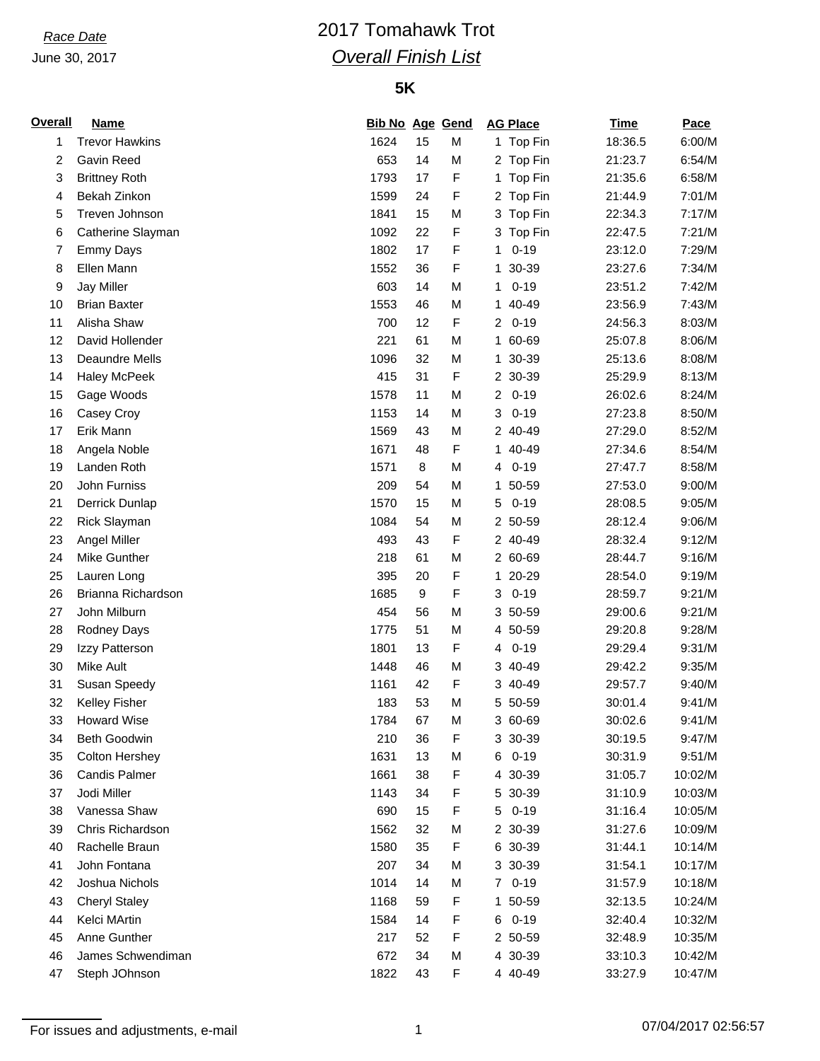*Race Date*
June 30, 2017

# 2017 Tomahawk Trot

## *Overall Finish List*

### 5K

| Overall | Name | Bib No | Age | Gend | AG Place | Time | Pace |
|---|---|---|---|---|---|---|---|
| 1 | Trevor Hawkins | 1624 | 15 | M | 1 Top Fin | 18:36.5 | 6:00/M |
| 2 | Gavin Reed | 653 | 14 | M | 2 Top Fin | 21:23.7 | 6:54/M |
| 3 | Brittney Roth | 1793 | 17 | F | 1 Top Fin | 21:35.6 | 6:58/M |
| 4 | Bekah Zinkon | 1599 | 24 | F | 2 Top Fin | 21:44.9 | 7:01/M |
| 5 | Treven Johnson | 1841 | 15 | M | 3 Top Fin | 22:34.3 | 7:17/M |
| 6 | Catherine Slayman | 1092 | 22 | F | 3 Top Fin | 22:47.5 | 7:21/M |
| 7 | Emmy Days | 1802 | 17 | F | 1 0-19 | 23:12.0 | 7:29/M |
| 8 | Ellen Mann | 1552 | 36 | F | 1 30-39 | 23:27.6 | 7:34/M |
| 9 | Jay Miller | 603 | 14 | M | 1 0-19 | 23:51.2 | 7:42/M |
| 10 | Brian Baxter | 1553 | 46 | M | 1 40-49 | 23:56.9 | 7:43/M |
| 11 | Alisha Shaw | 700 | 12 | F | 2 0-19 | 24:56.3 | 8:03/M |
| 12 | David Hollender | 221 | 61 | M | 1 60-69 | 25:07.8 | 8:06/M |
| 13 | Deaundre Mells | 1096 | 32 | M | 1 30-39 | 25:13.6 | 8:08/M |
| 14 | Haley McPeek | 415 | 31 | F | 2 30-39 | 25:29.9 | 8:13/M |
| 15 | Gage Woods | 1578 | 11 | M | 2 0-19 | 26:02.6 | 8:24/M |
| 16 | Casey Croy | 1153 | 14 | M | 3 0-19 | 27:23.8 | 8:50/M |
| 17 | Erik Mann | 1569 | 43 | M | 2 40-49 | 27:29.0 | 8:52/M |
| 18 | Angela Noble | 1671 | 48 | F | 1 40-49 | 27:34.6 | 8:54/M |
| 19 | Landen Roth | 1571 | 8 | M | 4 0-19 | 27:47.7 | 8:58/M |
| 20 | John Furniss | 209 | 54 | M | 1 50-59 | 27:53.0 | 9:00/M |
| 21 | Derrick Dunlap | 1570 | 15 | M | 5 0-19 | 28:08.5 | 9:05/M |
| 22 | Rick Slayman | 1084 | 54 | M | 2 50-59 | 28:12.4 | 9:06/M |
| 23 | Angel Miller | 493 | 43 | F | 2 40-49 | 28:32.4 | 9:12/M |
| 24 | Mike Gunther | 218 | 61 | M | 2 60-69 | 28:44.7 | 9:16/M |
| 25 | Lauren Long | 395 | 20 | F | 1 20-29 | 28:54.0 | 9:19/M |
| 26 | Brianna Richardson | 1685 | 9 | F | 3 0-19 | 28:59.7 | 9:21/M |
| 27 | John Milburn | 454 | 56 | M | 3 50-59 | 29:00.6 | 9:21/M |
| 28 | Rodney Days | 1775 | 51 | M | 4 50-59 | 29:20.8 | 9:28/M |
| 29 | Izzy Patterson | 1801 | 13 | F | 4 0-19 | 29:29.4 | 9:31/M |
| 30 | Mike Ault | 1448 | 46 | M | 3 40-49 | 29:42.2 | 9:35/M |
| 31 | Susan Speedy | 1161 | 42 | F | 3 40-49 | 29:57.7 | 9:40/M |
| 32 | Kelley Fisher | 183 | 53 | M | 5 50-59 | 30:01.4 | 9:41/M |
| 33 | Howard Wise | 1784 | 67 | M | 3 60-69 | 30:02.6 | 9:41/M |
| 34 | Beth Goodwin | 210 | 36 | F | 3 30-39 | 30:19.5 | 9:47/M |
| 35 | Colton Hershey | 1631 | 13 | M | 6 0-19 | 30:31.9 | 9:51/M |
| 36 | Candis Palmer | 1661 | 38 | F | 4 30-39 | 31:05.7 | 10:02/M |
| 37 | Jodi Miller | 1143 | 34 | F | 5 30-39 | 31:10.9 | 10:03/M |
| 38 | Vanessa Shaw | 690 | 15 | F | 5 0-19 | 31:16.4 | 10:05/M |
| 39 | Chris Richardson | 1562 | 32 | M | 2 30-39 | 31:27.6 | 10:09/M |
| 40 | Rachelle Braun | 1580 | 35 | F | 6 30-39 | 31:44.1 | 10:14/M |
| 41 | John Fontana | 207 | 34 | M | 3 30-39 | 31:54.1 | 10:17/M |
| 42 | Joshua Nichols | 1014 | 14 | M | 7 0-19 | 31:57.9 | 10:18/M |
| 43 | Cheryl Staley | 1168 | 59 | F | 1 50-59 | 32:13.5 | 10:24/M |
| 44 | Kelci MArtin | 1584 | 14 | F | 6 0-19 | 32:40.4 | 10:32/M |
| 45 | Anne Gunther | 217 | 52 | F | 2 50-59 | 32:48.9 | 10:35/M |
| 46 | James Schwendiman | 672 | 34 | M | 4 30-39 | 33:10.3 | 10:42/M |
| 47 | Steph JOhnson | 1822 | 43 | F | 4 40-49 | 33:27.9 | 10:47/M |

For issues and adjustments, e-mail

07/04/2017 02:56:57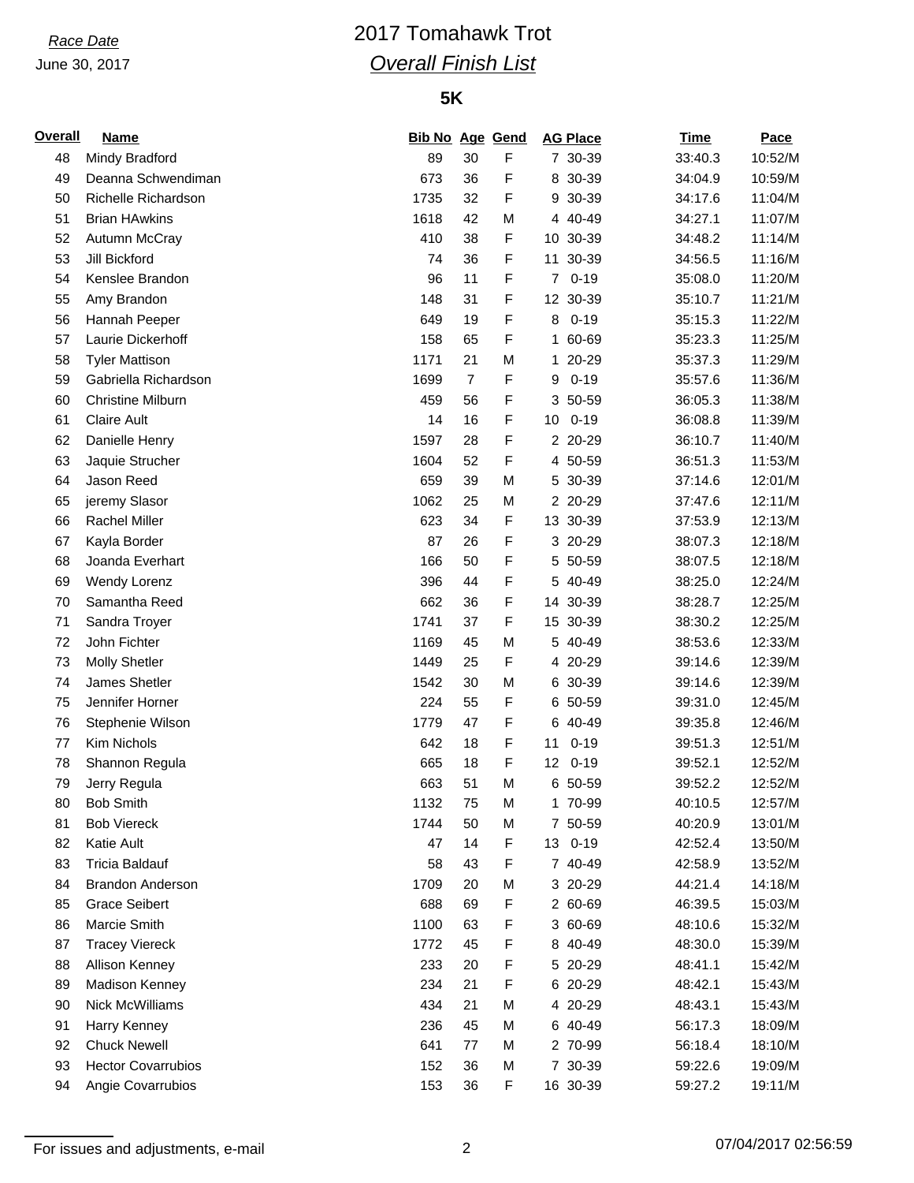*Race Date*

June 30, 2017

# 2017 Tomahawk Trot

## *Overall Finish List*

### 5K

| Overall | Name | Bib No | Age | Gend | AG Place | Time | Pace |
|---|---|---|---|---|---|---|---|
| 48 | Mindy Bradford | 89 | 30 | F | 7 30-39 | 33:40.3 | 10:52/M |
| 49 | Deanna Schwendiman | 673 | 36 | F | 8 30-39 | 34:04.9 | 10:59/M |
| 50 | Richelle Richardson | 1735 | 32 | F | 9 30-39 | 34:17.6 | 11:04/M |
| 51 | Brian HAwkins | 1618 | 42 | M | 4 40-49 | 34:27.1 | 11:07/M |
| 52 | Autumn McCray | 410 | 38 | F | 10 30-39 | 34:48.2 | 11:14/M |
| 53 | Jill Bickford | 74 | 36 | F | 11 30-39 | 34:56.5 | 11:16/M |
| 54 | Kenslee Brandon | 96 | 11 | F | 7 0-19 | 35:08.0 | 11:20/M |
| 55 | Amy Brandon | 148 | 31 | F | 12 30-39 | 35:10.7 | 11:21/M |
| 56 | Hannah Peeper | 649 | 19 | F | 8 0-19 | 35:15.3 | 11:22/M |
| 57 | Laurie Dickerhoff | 158 | 65 | F | 1 60-69 | 35:23.3 | 11:25/M |
| 58 | Tyler Mattison | 1171 | 21 | M | 1 20-29 | 35:37.3 | 11:29/M |
| 59 | Gabriella Richardson | 1699 | 7 | F | 9 0-19 | 35:57.6 | 11:36/M |
| 60 | Christine Milburn | 459 | 56 | F | 3 50-59 | 36:05.3 | 11:38/M |
| 61 | Claire Ault | 14 | 16 | F | 10 0-19 | 36:08.8 | 11:39/M |
| 62 | Danielle Henry | 1597 | 28 | F | 2 20-29 | 36:10.7 | 11:40/M |
| 63 | Jaquie Strucher | 1604 | 52 | F | 4 50-59 | 36:51.3 | 11:53/M |
| 64 | Jason Reed | 659 | 39 | M | 5 30-39 | 37:14.6 | 12:01/M |
| 65 | jeremy Slasor | 1062 | 25 | M | 2 20-29 | 37:47.6 | 12:11/M |
| 66 | Rachel Miller | 623 | 34 | F | 13 30-39 | 37:53.9 | 12:13/M |
| 67 | Kayla Border | 87 | 26 | F | 3 20-29 | 38:07.3 | 12:18/M |
| 68 | Joanda Everhart | 166 | 50 | F | 5 50-59 | 38:07.5 | 12:18/M |
| 69 | Wendy Lorenz | 396 | 44 | F | 5 40-49 | 38:25.0 | 12:24/M |
| 70 | Samantha Reed | 662 | 36 | F | 14 30-39 | 38:28.7 | 12:25/M |
| 71 | Sandra Troyer | 1741 | 37 | F | 15 30-39 | 38:30.2 | 12:25/M |
| 72 | John Fichter | 1169 | 45 | M | 5 40-49 | 38:53.6 | 12:33/M |
| 73 | Molly Shetler | 1449 | 25 | F | 4 20-29 | 39:14.6 | 12:39/M |
| 74 | James Shetler | 1542 | 30 | M | 6 30-39 | 39:14.6 | 12:39/M |
| 75 | Jennifer Horner | 224 | 55 | F | 6 50-59 | 39:31.0 | 12:45/M |
| 76 | Stephenie Wilson | 1779 | 47 | F | 6 40-49 | 39:35.8 | 12:46/M |
| 77 | Kim Nichols | 642 | 18 | F | 11 0-19 | 39:51.3 | 12:51/M |
| 78 | Shannon Regula | 665 | 18 | F | 12 0-19 | 39:52.1 | 12:52/M |
| 79 | Jerry Regula | 663 | 51 | M | 6 50-59 | 39:52.2 | 12:52/M |
| 80 | Bob Smith | 1132 | 75 | M | 1 70-99 | 40:10.5 | 12:57/M |
| 81 | Bob Viereck | 1744 | 50 | M | 7 50-59 | 40:20.9 | 13:01/M |
| 82 | Katie Ault | 47 | 14 | F | 13 0-19 | 42:52.4 | 13:50/M |
| 83 | Tricia Baldauf | 58 | 43 | F | 7 40-49 | 42:58.9 | 13:52/M |
| 84 | Brandon Anderson | 1709 | 20 | M | 3 20-29 | 44:21.4 | 14:18/M |
| 85 | Grace Seibert | 688 | 69 | F | 2 60-69 | 46:39.5 | 15:03/M |
| 86 | Marcie Smith | 1100 | 63 | F | 3 60-69 | 48:10.6 | 15:32/M |
| 87 | Tracey Viereck | 1772 | 45 | F | 8 40-49 | 48:30.0 | 15:39/M |
| 88 | Allison Kenney | 233 | 20 | F | 5 20-29 | 48:41.1 | 15:42/M |
| 89 | Madison Kenney | 234 | 21 | F | 6 20-29 | 48:42.1 | 15:43/M |
| 90 | Nick McWilliams | 434 | 21 | M | 4 20-29 | 48:43.1 | 15:43/M |
| 91 | Harry Kenney | 236 | 45 | M | 6 40-49 | 56:17.3 | 18:09/M |
| 92 | Chuck Newell | 641 | 77 | M | 2 70-99 | 56:18.4 | 18:10/M |
| 93 | Hector Covarrubios | 152 | 36 | M | 7 30-39 | 59:22.6 | 19:09/M |
| 94 | Angie Covarrubios | 153 | 36 | F | 16 30-39 | 59:27.2 | 19:11/M |

For issues and adjustments, e-mail

07/04/2017 02:56:59